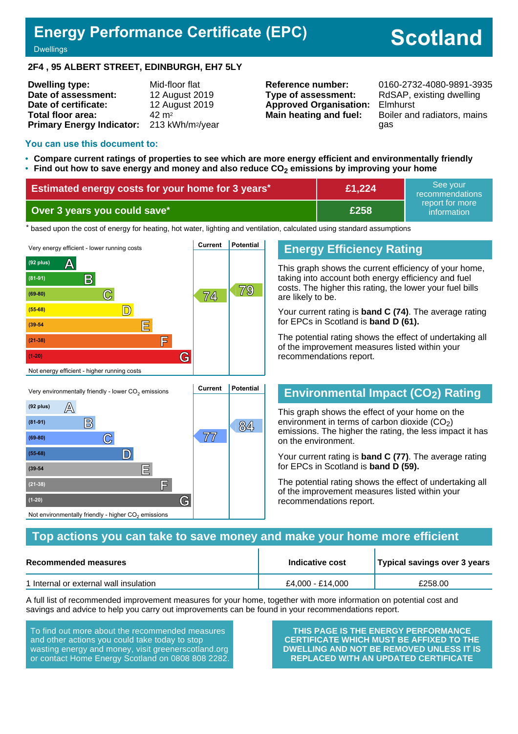# Energy Performance Certificate (EPC)

Dwellings

# Scotland

**2F4 , 95 ALBERT STREET, EDINBURGH, EH7 5LY**

| | | | |
|---|---|---|---|
| **Dwelling type:** | Mid-floor flat | **Reference number:** | 0160-2732-4080-9891-3935 |
| **Date of assessment:** | 12 August 2019 | **Type of assessment:** | RdSAP, existing dwelling |
| **Date of certificate:** | 12 August 2019 | **Approved Organisation:** | Elmhurst |
| **Total floor area:** | 42 m² | **Main heating and fuel:** | Boiler and radiators, mains gas |
| **Primary Energy Indicator:** | 213 kWh/m²/year | | |

## You can use this document to:

- **Compare current ratings of properties to see which are more energy efficient and environmentally friendly**
- **Find out how to save energy and money and also reduce $CO_2$ emissions by improving your home**

| | | |
|---|---|---|
| **Estimated energy costs for your home for 3 years*** | **£1,224** | See your recommendations report for more information |
| **Over 3 years you could save*** | **£258** | |

* based upon the cost of energy for heating, hot water, lighting and ventilation, calculated using standard assumptions

Very energy efficient - lower running costs

| Band | Current | Potential |
|---|---|---|
| (92 plus) A | | |
| (81-91) B | | |
| (69-80) C | 74 | 79 |
| (55-68) D | | |
| (39-54 E | | |
| (21-38) F | | |
| (1-20) G | | |

Not energy efficient - higher running costs

## Energy Efficiency Rating

This graph shows the current efficiency of your home, taking into account both energy efficiency and fuel costs. The higher this rating, the lower your fuel bills are likely to be.

Your current rating is **band C (74)**. The average rating for EPCs in Scotland is **band D (61).**

The potential rating shows the effect of undertaking all of the improvement measures listed within your recommendations report.

Very environmentally friendly - lower $CO_2$ emissions

| Band | Current | Potential |
|---|---|---|
| (92 plus) A | | |
| (81-91) B | | 84 |
| (69-80) C | 77 | |
| (55-68) D | | |
| (39-54 E | | |
| (21-38) F | | |
| (1-20) G | | |

Not environmentally friendly - higher $CO_2$ emissions

## Environmental Impact ($CO_2$) Rating

This graph shows the effect of your home on the environment in terms of carbon dioxide ($CO_2$) emissions. The higher the rating, the less impact it has on the environment.

Your current rating is **band C (77)**. The average rating for EPCs in Scotland is **band D (59).**

The potential rating shows the effect of undertaking all of the improvement measures listed within your recommendations report.

## Top actions you can take to save money and make your home more efficient

| Recommended measures | Indicative cost | Typical savings over 3 years |
|---|---|---|
| 1 Internal or external wall insulation | £4,000 - £14,000 | £258.00 |

A full list of recommended improvement measures for your home, together with more information on potential cost and savings and advice to help you carry out improvements can be found in your recommendations report.

To find out more about the recommended measures and other actions you could take today to stop wasting energy and money, visit greenerscotland.org or contact Home Energy Scotland on 0808 808 2282.

**THIS PAGE IS THE ENERGY PERFORMANCE CERTIFICATE WHICH MUST BE AFFIXED TO THE DWELLING AND NOT BE REMOVED UNLESS IT IS REPLACED WITH AN UPDATED CERTIFICATE**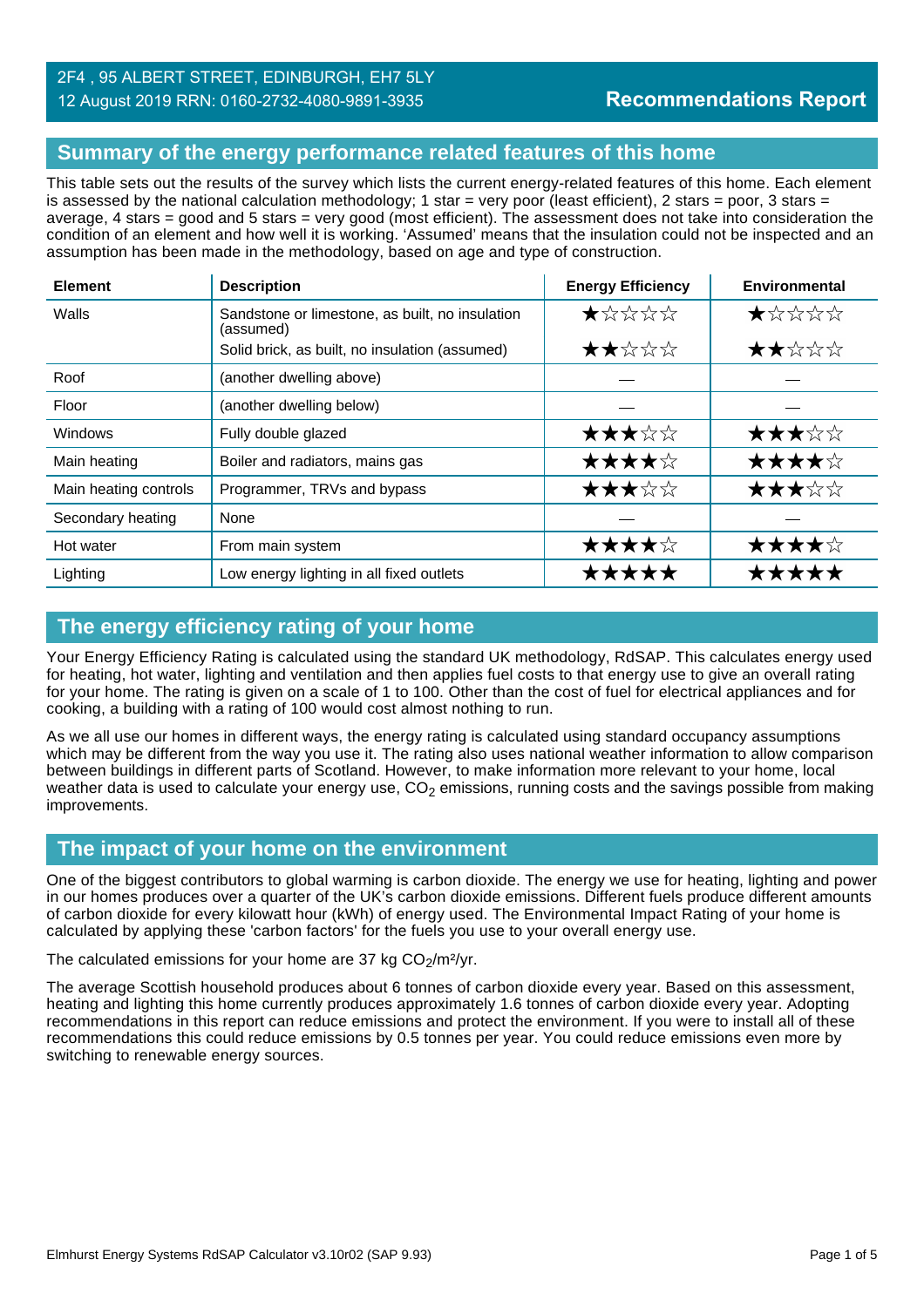2F4 , 95 ALBERT STREET, EDINBURGH, EH7 5LY
12 August 2019 RRN: 0160-2732-4080-9891-3935

**Recommendations Report**

## Summary of the energy performance related features of this home

This table sets out the results of the survey which lists the current energy-related features of this home. Each element is assessed by the national calculation methodology; 1 star = very poor (least efficient), 2 stars = poor, 3 stars = average, 4 stars = good and 5 stars = very good (most efficient). The assessment does not take into consideration the condition of an element and how well it is working. 'Assumed' means that the insulation could not be inspected and an assumption has been made in the methodology, based on age and type of construction.

| Element | Description | Energy Efficiency | Environmental |
|---|---|---|---|
| Walls | Sandstone or limestone, as built, no insulation (assumed) | ★☆☆☆☆ | ★☆☆☆☆ |
| | Solid brick, as built, no insulation (assumed) | ★★☆☆☆ | ★★☆☆☆ |
| Roof | (another dwelling above) | — | — |
| Floor | (another dwelling below) | — | — |
| Windows | Fully double glazed | ★★★☆☆ | ★★★☆☆ |
| Main heating | Boiler and radiators, mains gas | ★★★★☆ | ★★★★☆ |
| Main heating controls | Programmer, TRVs and bypass | ★★★☆☆ | ★★★☆☆ |
| Secondary heating | None | — | — |
| Hot water | From main system | ★★★★☆ | ★★★★☆ |
| Lighting | Low energy lighting in all fixed outlets | ★★★★★ | ★★★★★ |

## The energy efficiency rating of your home

Your Energy Efficiency Rating is calculated using the standard UK methodology, RdSAP. This calculates energy used for heating, hot water, lighting and ventilation and then applies fuel costs to that energy use to give an overall rating for your home. The rating is given on a scale of 1 to 100. Other than the cost of fuel for electrical appliances and for cooking, a building with a rating of 100 would cost almost nothing to run.

As we all use our homes in different ways, the energy rating is calculated using standard occupancy assumptions which may be different from the way you use it. The rating also uses national weather information to allow comparison between buildings in different parts of Scotland. However, to make information more relevant to your home, local weather data is used to calculate your energy use, $CO_2$ emissions, running costs and the savings possible from making improvements.

## The impact of your home on the environment

One of the biggest contributors to global warming is carbon dioxide. The energy we use for heating, lighting and power in our homes produces over a quarter of the UK's carbon dioxide emissions. Different fuels produce different amounts of carbon dioxide for every kilowatt hour (kWh) of energy used. The Environmental Impact Rating of your home is calculated by applying these 'carbon factors' for the fuels you use to your overall energy use.

The calculated emissions for your home are 37 kg $CO_2/m^2/yr$.

The average Scottish household produces about 6 tonnes of carbon dioxide every year. Based on this assessment, heating and lighting this home currently produces approximately 1.6 tonnes of carbon dioxide every year. Adopting recommendations in this report can reduce emissions and protect the environment. If you were to install all of these recommendations this could reduce emissions by 0.5 tonnes per year. You could reduce emissions even more by switching to renewable energy sources.

Elmhurst Energy Systems RdSAP Calculator v3.10r02 (SAP 9.93)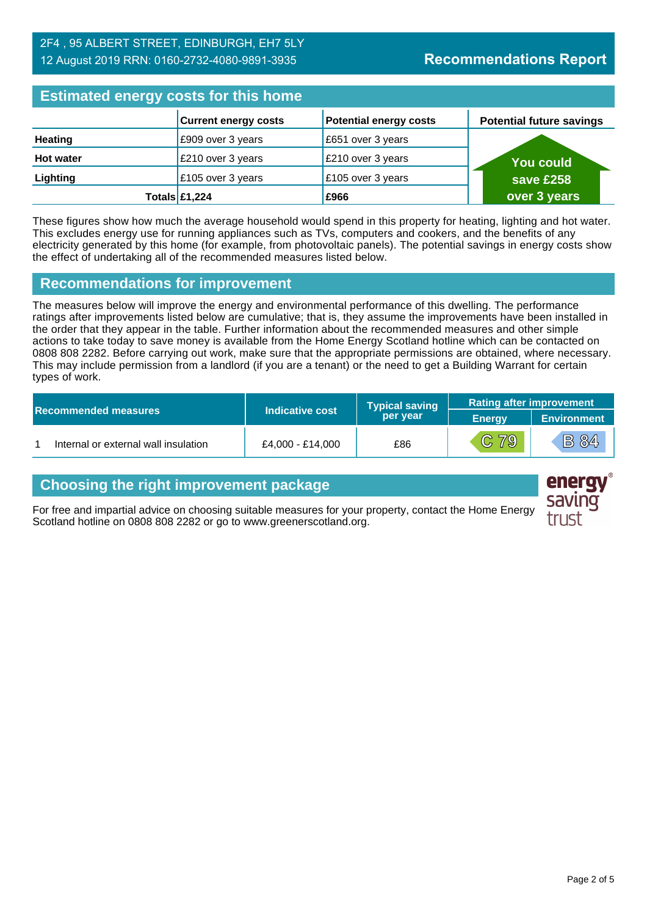2F4 , 95 ALBERT STREET, EDINBURGH, EH7 5LY
12 August 2019 RRN: 0160-2732-4080-9891-3935

**Recommendations Report**

## Estimated energy costs for this home

| | Current energy costs | Potential energy costs | Potential future savings |
|---|---|---|---|
| **Heating** | £909 over 3 years | £651 over 3 years | You could save £258 over 3 years |
| **Hot water** | £210 over 3 years | £210 over 3 years | |
| **Lighting** | £105 over 3 years | £105 over 3 years | |
| **Totals** | **£1,224** | **£966** | |

These figures show how much the average household would spend in this property for heating, lighting and hot water. This excludes energy use for running appliances such as TVs, computers and cookers, and the benefits of any electricity generated by this home (for example, from photovoltaic panels). The potential savings in energy costs show the effect of undertaking all of the recommended measures listed below.

## Recommendations for improvement

The measures below will improve the energy and environmental performance of this dwelling. The performance ratings after improvements listed below are cumulative; that is, they assume the improvements have been installed in the order that they appear in the table. Further information about the recommended measures and other simple actions to take today to save money is available from the Home Energy Scotland hotline which can be contacted on 0808 808 2282. Before carrying out work, make sure that the appropriate permissions are obtained, where necessary. This may include permission from a landlord (if you are a tenant) or the need to get a Building Warrant for certain types of work.

| Recommended measures | | Indicative cost | Typical saving per year | Rating after improvement | |
|---|---|---|---|---|---|
| | | | | Energy | Environment |
| 1 | Internal or external wall insulation | £4,000 - £14,000 | £86 | C 79 | B 84 |

## Choosing the right improvement package

For free and impartial advice on choosing suitable measures for your property, contact the Home Energy Scotland hotline on 0808 808 2282 or go to www.greenerscotland.org.

energy saving trust®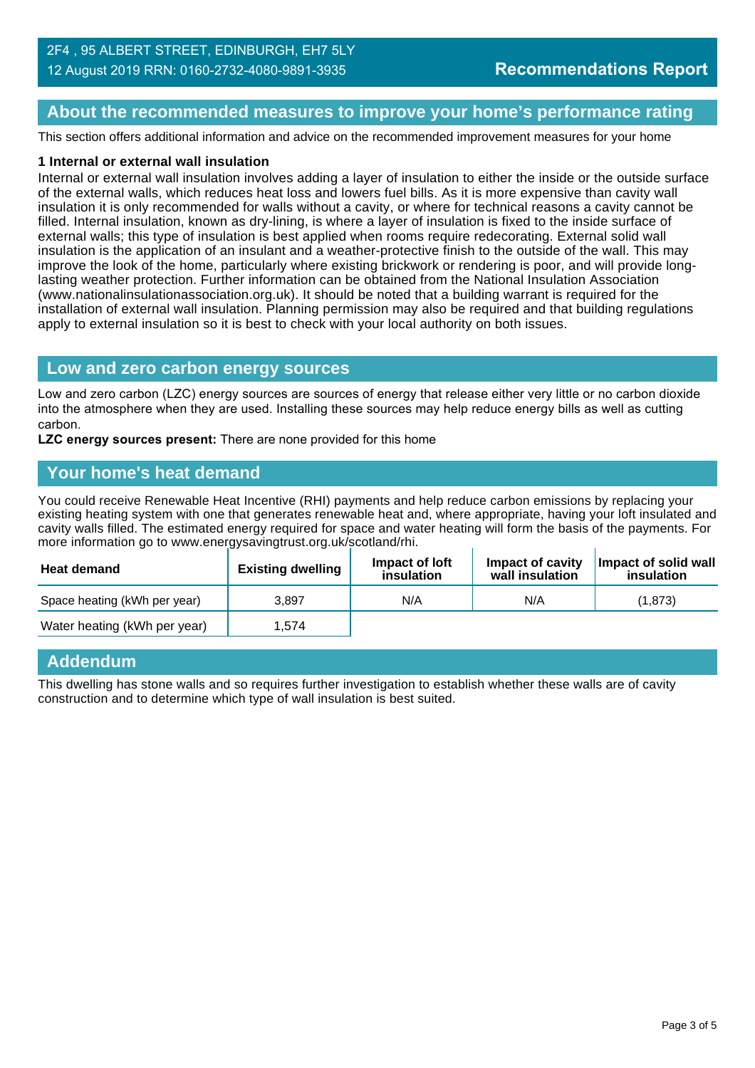2F4 , 95 ALBERT STREET, EDINBURGH, EH7 5LY
12 August 2019 RRN: 0160-2732-4080-9891-3935

**Recommendations Report**

## About the recommended measures to improve your home's performance rating

This section offers additional information and advice on the recommended improvement measures for your home

**1 Internal or external wall insulation**

Internal or external wall insulation involves adding a layer of insulation to either the inside or the outside surface of the external walls, which reduces heat loss and lowers fuel bills. As it is more expensive than cavity wall insulation it is only recommended for walls without a cavity, or where for technical reasons a cavity cannot be filled. Internal insulation, known as dry-lining, is where a layer of insulation is fixed to the inside surface of external walls; this type of insulation is best applied when rooms require redecorating. External solid wall insulation is the application of an insulant and a weather-protective finish to the outside of the wall. This may improve the look of the home, particularly where existing brickwork or rendering is poor, and will provide long-lasting weather protection. Further information can be obtained from the National Insulation Association (www.nationalinsulationassociation.org.uk). It should be noted that a building warrant is required for the installation of external wall insulation. Planning permission may also be required and that building regulations apply to external insulation so it is best to check with your local authority on both issues.

## Low and zero carbon energy sources

Low and zero carbon (LZC) energy sources are sources of energy that release either very little or no carbon dioxide into the atmosphere when they are used. Installing these sources may help reduce energy bills as well as cutting carbon.

**LZC energy sources present:** There are none provided for this home

## Your home's heat demand

You could receive Renewable Heat Incentive (RHI) payments and help reduce carbon emissions by replacing your existing heating system with one that generates renewable heat and, where appropriate, having your loft insulated and cavity walls filled. The estimated energy required for space and water heating will form the basis of the payments. For more information go to www.energysavingtrust.org.uk/scotland/rhi.

| Heat demand | Existing dwelling | Impact of loft insulation | Impact of cavity wall insulation | Impact of solid wall insulation |
|---|---|---|---|---|
| Space heating (kWh per year) | 3,897 | N/A | N/A | (1,873) |
| Water heating (kWh per year) | 1,574 | | | |

## Addendum

This dwelling has stone walls and so requires further investigation to establish whether these walls are of cavity construction and to determine which type of wall insulation is best suited.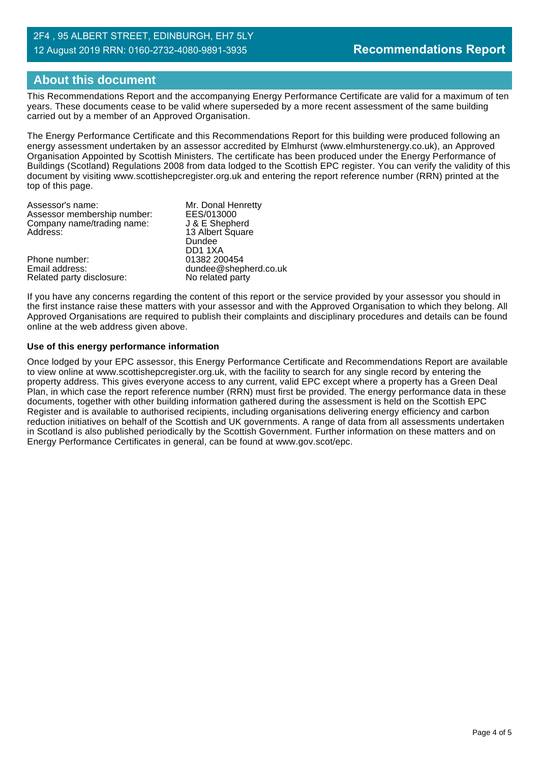## About this document

This Recommendations Report and the accompanying Energy Performance Certificate are valid for a maximum of ten years. These documents cease to be valid where superseded by a more recent assessment of the same building carried out by a member of an Approved Organisation.

The Energy Performance Certificate and this Recommendations Report for this building were produced following an energy assessment undertaken by an assessor accredited by Elmhurst (www.elmhurstenergy.co.uk), an Approved Organisation Appointed by Scottish Ministers. The certificate has been produced under the Energy Performance of Buildings (Scotland) Regulations 2008 from data lodged to the Scottish EPC register. You can verify the validity of this document by visiting www.scottishepcregister.org.uk and entering the report reference number (RRN) printed at the top of this page.

| | |
|---|---|
| Assessor's name: | Mr. Donal Henretty |
| Assessor membership number: | EES/013000 |
| Company name/trading name: | J & E Shepherd |
| Address: | 13 Albert Square<br>Dundee<br>DD1 1XA |
| Phone number: | 01382 200454 |
| Email address: | dundee@shepherd.co.uk |
| Related party disclosure: | No related party |

If you have any concerns regarding the content of this report or the service provided by your assessor you should in the first instance raise these matters with your assessor and with the Approved Organisation to which they belong. All Approved Organisations are required to publish their complaints and disciplinary procedures and details can be found online at the web address given above.

**Use of this energy performance information**

Once lodged by your EPC assessor, this Energy Performance Certificate and Recommendations Report are available to view online at www.scottishepcregister.org.uk, with the facility to search for any single record by entering the property address. This gives everyone access to any current, valid EPC except where a property has a Green Deal Plan, in which case the report reference number (RRN) must first be provided. The energy performance data in these documents, together with other building information gathered during the assessment is held on the Scottish EPC Register and is available to authorised recipients, including organisations delivering energy efficiency and carbon reduction initiatives on behalf of the Scottish and UK governments. A range of data from all assessments undertaken in Scotland is also published periodically by the Scottish Government. Further information on these matters and on Energy Performance Certificates in general, can be found at www.gov.scot/epc.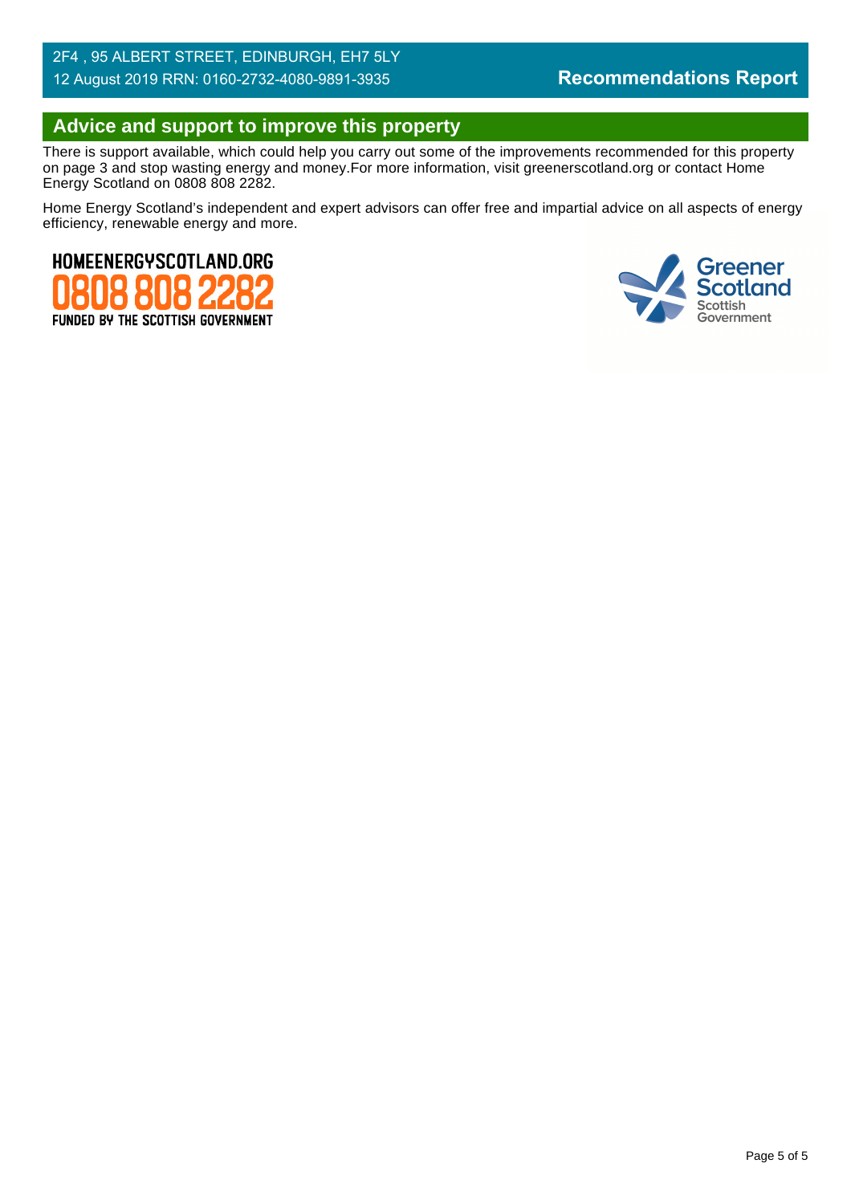## Advice and support to improve this property

There is support available, which could help you carry out some of the improvements recommended for this property on page 3 and stop wasting energy and money.For more information, visit greenerscotland.org or contact Home Energy Scotland on 0808 808 2282.

Home Energy Scotland's independent and expert advisors can offer free and impartial advice on all aspects of energy efficiency, renewable energy and more.

HOMEENERGYSCOTLAND.ORG
0808 808 2282
FUNDED BY THE SCOTTISH GOVERNMENT

Greener Scotland
Scottish Government